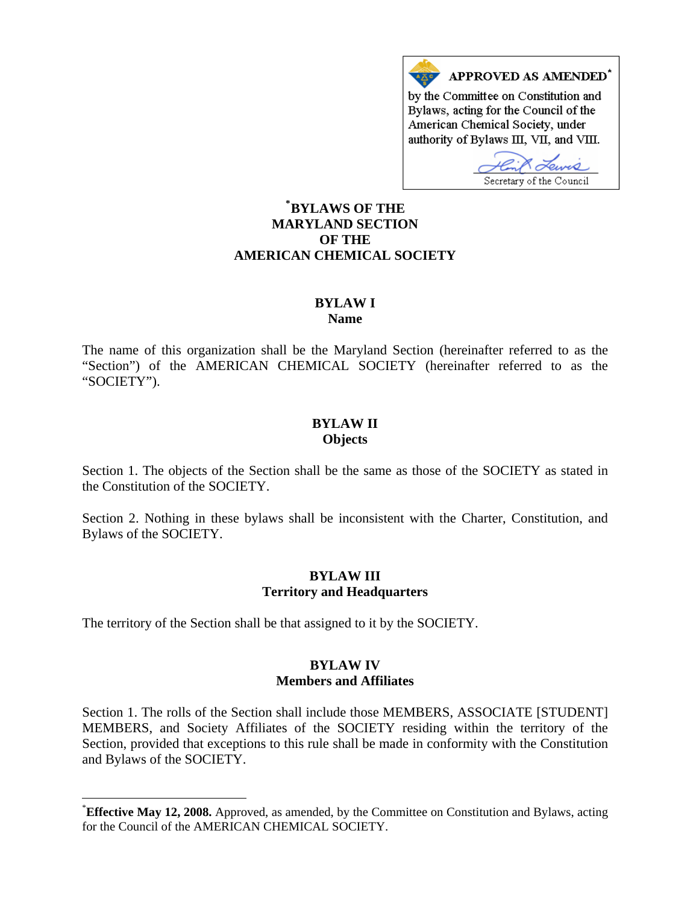APPROVED AS AMENDED[*]

by the Committee on Constitution and Bylaws, acting for the Council of the American Chemical Society, under authority of Bylaws III, VII, and VIII.

Secretary of the Council

# [*]BYLAWS OF THE MARYLAND SECTION OF THE AMERICAN CHEMICAL SOCIETY

## BYLAW I
### Name

The name of this organization shall be the Maryland Section (hereinafter referred to as the "Section") of the AMERICAN CHEMICAL SOCIETY (hereinafter referred to as the "SOCIETY").

## BYLAW II
### Objects

Section 1. The objects of the Section shall be the same as those of the SOCIETY as stated in the Constitution of the SOCIETY.

Section 2. Nothing in these bylaws shall be inconsistent with the Charter, Constitution, and Bylaws of the SOCIETY.

## BYLAW III
### Territory and Headquarters

The territory of the Section shall be that assigned to it by the SOCIETY.

## BYLAW IV
### Members and Affiliates

Section 1. The rolls of the Section shall include those MEMBERS, ASSOCIATE [STUDENT] MEMBERS, and Society Affiliates of the SOCIETY residing within the territory of the Section, provided that exceptions to this rule shall be made in conformity with the Constitution and Bylaws of the SOCIETY.

---

[*]**Effective May 12, 2008.** Approved, as amended, by the Committee on Constitution and Bylaws, acting for the Council of the AMERICAN CHEMICAL SOCIETY.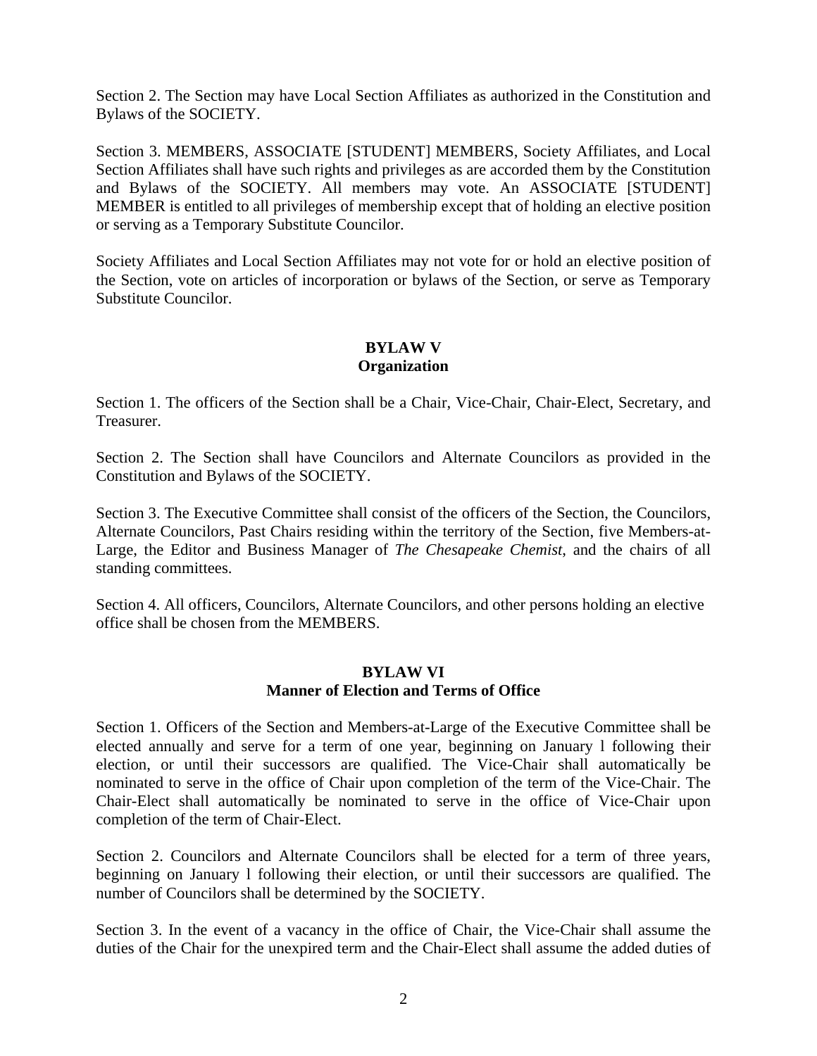Section 2. The Section may have Local Section Affiliates as authorized in the Constitution and Bylaws of the SOCIETY.

Section 3. MEMBERS, ASSOCIATE [STUDENT] MEMBERS, Society Affiliates, and Local Section Affiliates shall have such rights and privileges as are accorded them by the Constitution and Bylaws of the SOCIETY. All members may vote. An ASSOCIATE [STUDENT] MEMBER is entitled to all privileges of membership except that of holding an elective position or serving as a Temporary Substitute Councilor.

Society Affiliates and Local Section Affiliates may not vote for or hold an elective position of the Section, vote on articles of incorporation or bylaws of the Section, or serve as Temporary Substitute Councilor.

## BYLAW V
## Organization

Section 1. The officers of the Section shall be a Chair, Vice-Chair, Chair-Elect, Secretary, and Treasurer.

Section 2. The Section shall have Councilors and Alternate Councilors as provided in the Constitution and Bylaws of the SOCIETY.

Section 3. The Executive Committee shall consist of the officers of the Section, the Councilors, Alternate Councilors, Past Chairs residing within the territory of the Section, five Members-at-Large, the Editor and Business Manager of *The Chesapeake Chemist*, and the chairs of all standing committees.

Section 4. All officers, Councilors, Alternate Councilors, and other persons holding an elective office shall be chosen from the MEMBERS.

## BYLAW VI
## Manner of Election and Terms of Office

Section 1. Officers of the Section and Members-at-Large of the Executive Committee shall be elected annually and serve for a term of one year, beginning on January l following their election, or until their successors are qualified. The Vice-Chair shall automatically be nominated to serve in the office of Chair upon completion of the term of the Vice-Chair. The Chair-Elect shall automatically be nominated to serve in the office of Vice-Chair upon completion of the term of Chair-Elect.

Section 2. Councilors and Alternate Councilors shall be elected for a term of three years, beginning on January l following their election, or until their successors are qualified. The number of Councilors shall be determined by the SOCIETY.

Section 3. In the event of a vacancy in the office of Chair, the Vice-Chair shall assume the duties of the Chair for the unexpired term and the Chair-Elect shall assume the added duties of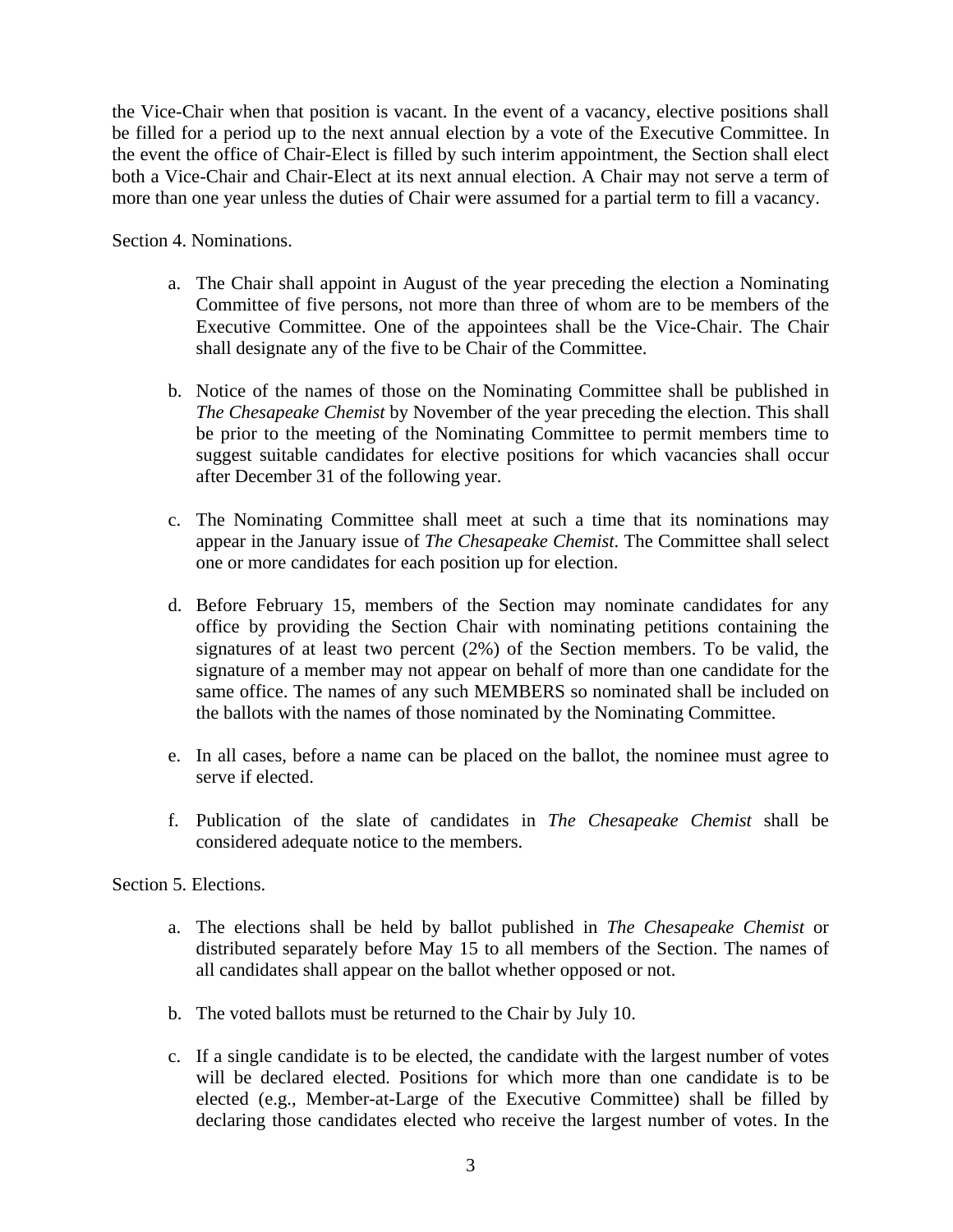the Vice-Chair when that position is vacant. In the event of a vacancy, elective positions shall be filled for a period up to the next annual election by a vote of the Executive Committee. In the event the office of Chair-Elect is filled by such interim appointment, the Section shall elect both a Vice-Chair and Chair-Elect at its next annual election. A Chair may not serve a term of more than one year unless the duties of Chair were assumed for a partial term to fill a vacancy.

Section 4. Nominations.

a. The Chair shall appoint in August of the year preceding the election a Nominating Committee of five persons, not more than three of whom are to be members of the Executive Committee. One of the appointees shall be the Vice-Chair. The Chair shall designate any of the five to be Chair of the Committee.

b. Notice of the names of those on the Nominating Committee shall be published in *The Chesapeake Chemist* by November of the year preceding the election. This shall be prior to the meeting of the Nominating Committee to permit members time to suggest suitable candidates for elective positions for which vacancies shall occur after December 31 of the following year.

c. The Nominating Committee shall meet at such a time that its nominations may appear in the January issue of *The Chesapeake Chemist*. The Committee shall select one or more candidates for each position up for election.

d. Before February 15, members of the Section may nominate candidates for any office by providing the Section Chair with nominating petitions containing the signatures of at least two percent (2%) of the Section members. To be valid, the signature of a member may not appear on behalf of more than one candidate for the same office. The names of any such MEMBERS so nominated shall be included on the ballots with the names of those nominated by the Nominating Committee.

e. In all cases, before a name can be placed on the ballot, the nominee must agree to serve if elected.

f. Publication of the slate of candidates in *The Chesapeake Chemist* shall be considered adequate notice to the members.

Section 5. Elections.

a. The elections shall be held by ballot published in *The Chesapeake Chemist* or distributed separately before May 15 to all members of the Section. The names of all candidates shall appear on the ballot whether opposed or not.

b. The voted ballots must be returned to the Chair by July 10.

c. If a single candidate is to be elected, the candidate with the largest number of votes will be declared elected. Positions for which more than one candidate is to be elected (e.g., Member-at-Large of the Executive Committee) shall be filled by declaring those candidates elected who receive the largest number of votes. In the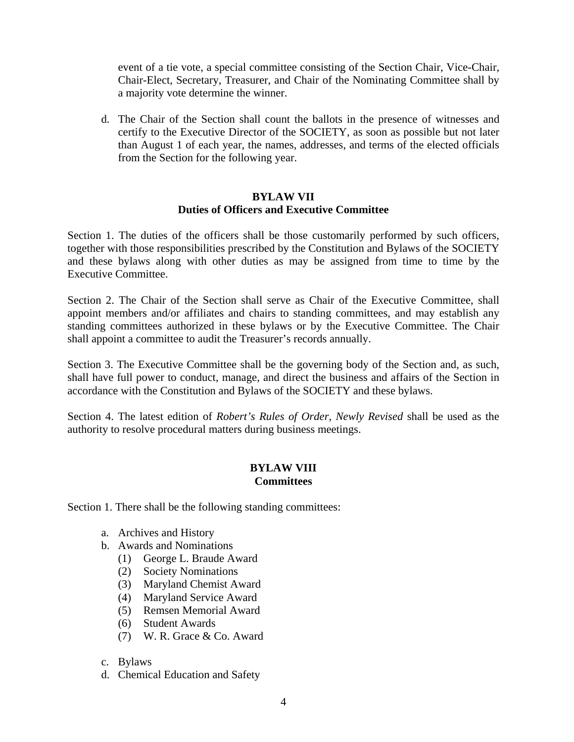event of a tie vote, a special committee consisting of the Section Chair, Vice-Chair, Chair-Elect, Secretary, Treasurer, and Chair of the Nominating Committee shall by a majority vote determine the winner.

d. The Chair of the Section shall count the ballots in the presence of witnesses and certify to the Executive Director of the SOCIETY, as soon as possible but not later than August 1 of each year, the names, addresses, and terms of the elected officials from the Section for the following year.

## BYLAW VII
## Duties of Officers and Executive Committee

Section 1. The duties of the officers shall be those customarily performed by such officers, together with those responsibilities prescribed by the Constitution and Bylaws of the SOCIETY and these bylaws along with other duties as may be assigned from time to time by the Executive Committee.

Section 2. The Chair of the Section shall serve as Chair of the Executive Committee, shall appoint members and/or affiliates and chairs to standing committees, and may establish any standing committees authorized in these bylaws or by the Executive Committee. The Chair shall appoint a committee to audit the Treasurer's records annually.

Section 3. The Executive Committee shall be the governing body of the Section and, as such, shall have full power to conduct, manage, and direct the business and affairs of the Section in accordance with the Constitution and Bylaws of the SOCIETY and these bylaws.

Section 4. The latest edition of *Robert's Rules of Order, Newly Revised* shall be used as the authority to resolve procedural matters during business meetings.

## BYLAW VIII
## Committees

Section 1. There shall be the following standing committees:

a. Archives and History
b. Awards and Nominations
   (1) George L. Braude Award
   (2) Society Nominations
   (3) Maryland Chemist Award
   (4) Maryland Service Award
   (5) Remsen Memorial Award
   (6) Student Awards
   (7) W. R. Grace & Co. Award

c. Bylaws
d. Chemical Education and Safety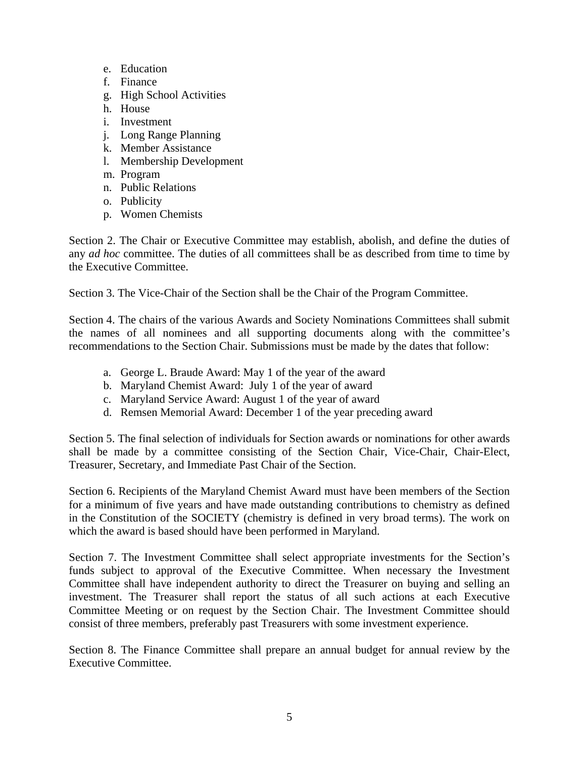e. Education
f. Finance
g. High School Activities
h. House
i. Investment
j. Long Range Planning
k. Member Assistance
l. Membership Development
m. Program
n. Public Relations
o. Publicity
p. Women Chemists

Section 2. The Chair or Executive Committee may establish, abolish, and define the duties of any *ad hoc* committee. The duties of all committees shall be as described from time to time by the Executive Committee.

Section 3. The Vice-Chair of the Section shall be the Chair of the Program Committee.

Section 4. The chairs of the various Awards and Society Nominations Committees shall submit the names of all nominees and all supporting documents along with the committee's recommendations to the Section Chair. Submissions must be made by the dates that follow:

a. George L. Braude Award: May 1 of the year of the award
b. Maryland Chemist Award: July 1 of the year of award
c. Maryland Service Award: August 1 of the year of award
d. Remsen Memorial Award: December 1 of the year preceding award

Section 5. The final selection of individuals for Section awards or nominations for other awards shall be made by a committee consisting of the Section Chair, Vice-Chair, Chair-Elect, Treasurer, Secretary, and Immediate Past Chair of the Section.

Section 6. Recipients of the Maryland Chemist Award must have been members of the Section for a minimum of five years and have made outstanding contributions to chemistry as defined in the Constitution of the SOCIETY (chemistry is defined in very broad terms). The work on which the award is based should have been performed in Maryland.

Section 7. The Investment Committee shall select appropriate investments for the Section's funds subject to approval of the Executive Committee. When necessary the Investment Committee shall have independent authority to direct the Treasurer on buying and selling an investment. The Treasurer shall report the status of all such actions at each Executive Committee Meeting or on request by the Section Chair. The Investment Committee should consist of three members, preferably past Treasurers with some investment experience.

Section 8. The Finance Committee shall prepare an annual budget for annual review by the Executive Committee.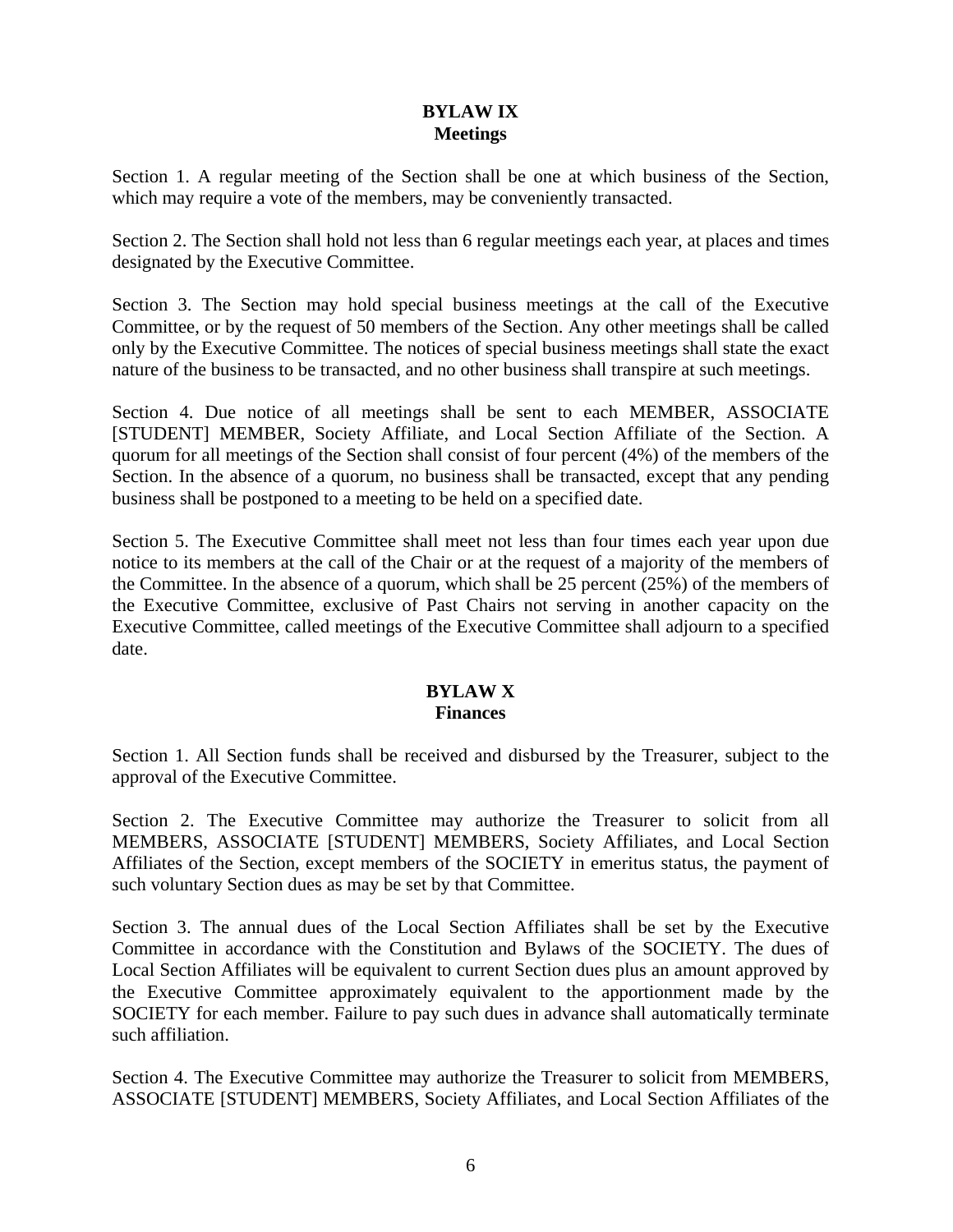## BYLAW IX
## Meetings

Section 1. A regular meeting of the Section shall be one at which business of the Section, which may require a vote of the members, may be conveniently transacted.

Section 2. The Section shall hold not less than 6 regular meetings each year, at places and times designated by the Executive Committee.

Section 3. The Section may hold special business meetings at the call of the Executive Committee, or by the request of 50 members of the Section. Any other meetings shall be called only by the Executive Committee. The notices of special business meetings shall state the exact nature of the business to be transacted, and no other business shall transpire at such meetings.

Section 4. Due notice of all meetings shall be sent to each MEMBER, ASSOCIATE [STUDENT] MEMBER, Society Affiliate, and Local Section Affiliate of the Section. A quorum for all meetings of the Section shall consist of four percent (4%) of the members of the Section. In the absence of a quorum, no business shall be transacted, except that any pending business shall be postponed to a meeting to be held on a specified date.

Section 5. The Executive Committee shall meet not less than four times each year upon due notice to its members at the call of the Chair or at the request of a majority of the members of the Committee. In the absence of a quorum, which shall be 25 percent (25%) of the members of the Executive Committee, exclusive of Past Chairs not serving in another capacity on the Executive Committee, called meetings of the Executive Committee shall adjourn to a specified date.

## BYLAW X
## Finances

Section 1. All Section funds shall be received and disbursed by the Treasurer, subject to the approval of the Executive Committee.

Section 2. The Executive Committee may authorize the Treasurer to solicit from all MEMBERS, ASSOCIATE [STUDENT] MEMBERS, Society Affiliates, and Local Section Affiliates of the Section, except members of the SOCIETY in emeritus status, the payment of such voluntary Section dues as may be set by that Committee.

Section 3. The annual dues of the Local Section Affiliates shall be set by the Executive Committee in accordance with the Constitution and Bylaws of the SOCIETY. The dues of Local Section Affiliates will be equivalent to current Section dues plus an amount approved by the Executive Committee approximately equivalent to the apportionment made by the SOCIETY for each member. Failure to pay such dues in advance shall automatically terminate such affiliation.

Section 4. The Executive Committee may authorize the Treasurer to solicit from MEMBERS, ASSOCIATE [STUDENT] MEMBERS, Society Affiliates, and Local Section Affiliates of the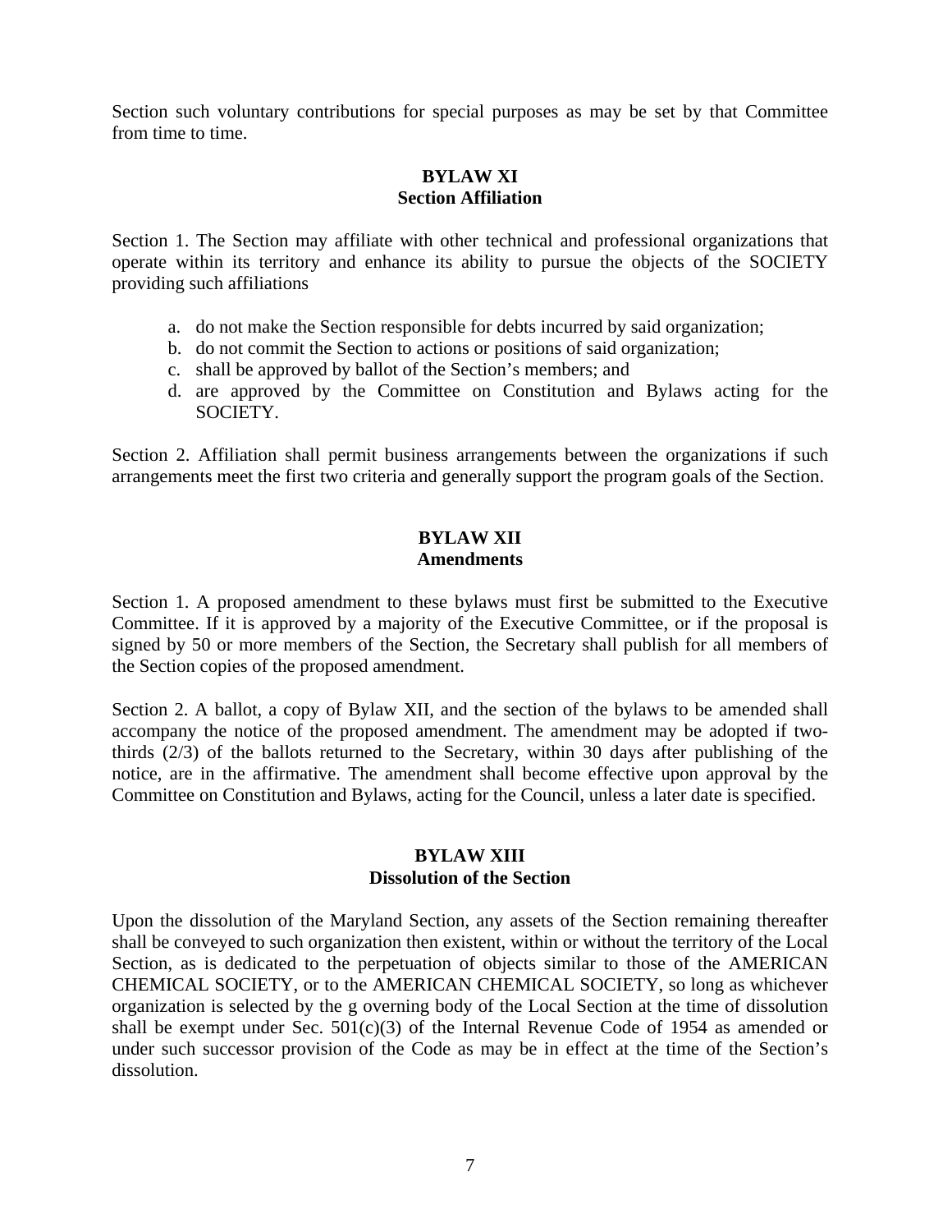Section such voluntary contributions for special purposes as may be set by that Committee from time to time.

## BYLAW XI
## Section Affiliation

Section 1. The Section may affiliate with other technical and professional organizations that operate within its territory and enhance its ability to pursue the objects of the SOCIETY providing such affiliations

a. do not make the Section responsible for debts incurred by said organization;
b. do not commit the Section to actions or positions of said organization;
c. shall be approved by ballot of the Section's members; and
d. are approved by the Committee on Constitution and Bylaws acting for the SOCIETY.

Section 2. Affiliation shall permit business arrangements between the organizations if such arrangements meet the first two criteria and generally support the program goals of the Section.

## BYLAW XII
## Amendments

Section 1. A proposed amendment to these bylaws must first be submitted to the Executive Committee. If it is approved by a majority of the Executive Committee, or if the proposal is signed by 50 or more members of the Section, the Secretary shall publish for all members of the Section copies of the proposed amendment.

Section 2. A ballot, a copy of Bylaw XII, and the section of the bylaws to be amended shall accompany the notice of the proposed amendment. The amendment may be adopted if two-thirds (2/3) of the ballots returned to the Secretary, within 30 days after publishing of the notice, are in the affirmative. The amendment shall become effective upon approval by the Committee on Constitution and Bylaws, acting for the Council, unless a later date is specified.

## BYLAW XIII
## Dissolution of the Section

Upon the dissolution of the Maryland Section, any assets of the Section remaining thereafter shall be conveyed to such organization then existent, within or without the territory of the Local Section, as is dedicated to the perpetuation of objects similar to those of the AMERICAN CHEMICAL SOCIETY, or to the AMERICAN CHEMICAL SOCIETY, so long as whichever organization is selected by the g overning body of the Local Section at the time of dissolution shall be exempt under Sec. 501(c)(3) of the Internal Revenue Code of 1954 as amended or under such successor provision of the Code as may be in effect at the time of the Section's dissolution.